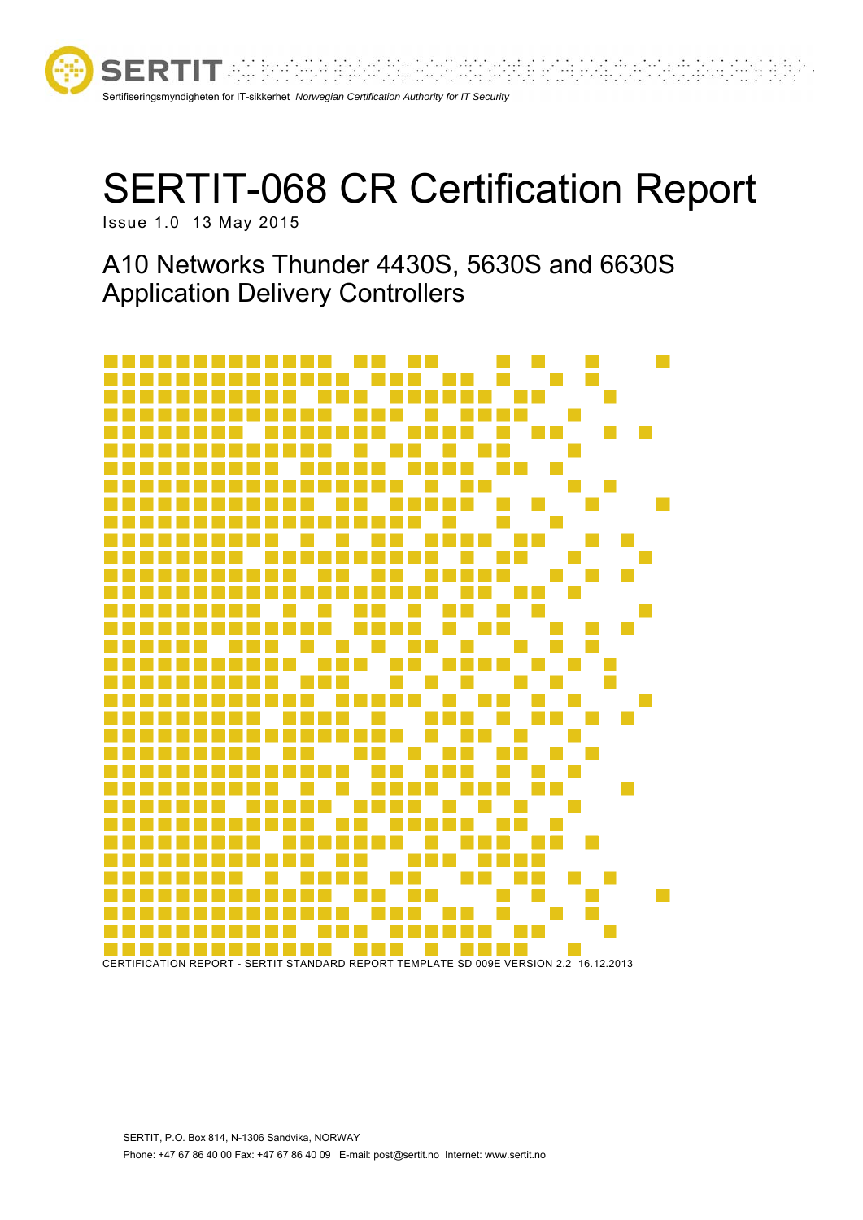SERTIT

Sertifiseringsmyndigheten for IT-sikkerhet *Norwegian Certification Authority for IT Security*

# SERTIT-068 CR Certification Report

Issue 1.0 13 May 2015

## A10 Networks Thunder 4430S, 5630S and 6630S Application Delivery Controllers

CERTIFICATION REPORT - SERTIT STANDARD REPORT TEMPLATE SD 009E VERSION 2.2 16.12.2013

SERTIT, P.O. Box 814, N-1306 Sandvika, NORWAY

Phone: +47 67 86 40 00 Fax: +47 67 86 40 09 E-mail: post@sertit.no Internet: www.sertit.no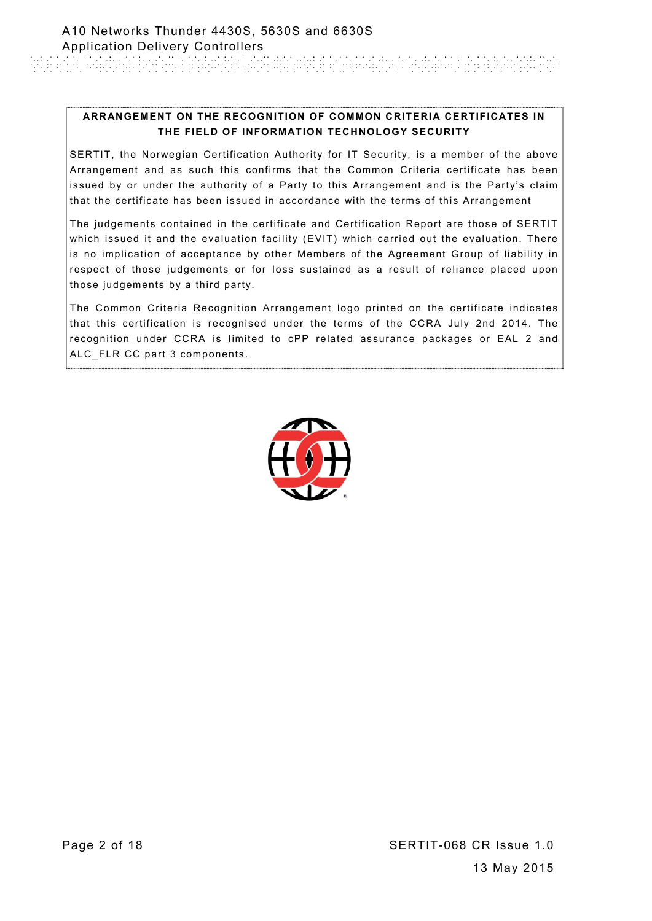**ARRANGEMENT ON THE RECOGNITION OF COMMON CRITERIA CERTIFICATES IN THE FIELD OF INFORMATION TECHNOLOGY SECURITY**

SERTIT, the Norwegian Certification Authority for IT Security, is a member of the above Arrangement and as such this confirms that the Common Criteria certificate has been issued by or under the authority of a Party to this Arrangement and is the Party's claim that the certificate has been issued in accordance with the terms of this Arrangement

The judgements contained in the certificate and Certification Report are those of SERTIT which issued it and the evaluation facility (EVIT) which carried out the evaluation. There is no implication of acceptance by other Members of the Agreement Group of liability in respect of those judgements or for loss sustained as a result of reliance placed upon those judgements by a third party.

The Common Criteria Recognition Arrangement logo printed on the certificate indicates that this certification is recognised under the terms of the CCRA July 2nd 2014. The recognition under CCRA is limited to cPP related assurance packages or EAL 2 and ALC_FLR CC part 3 components.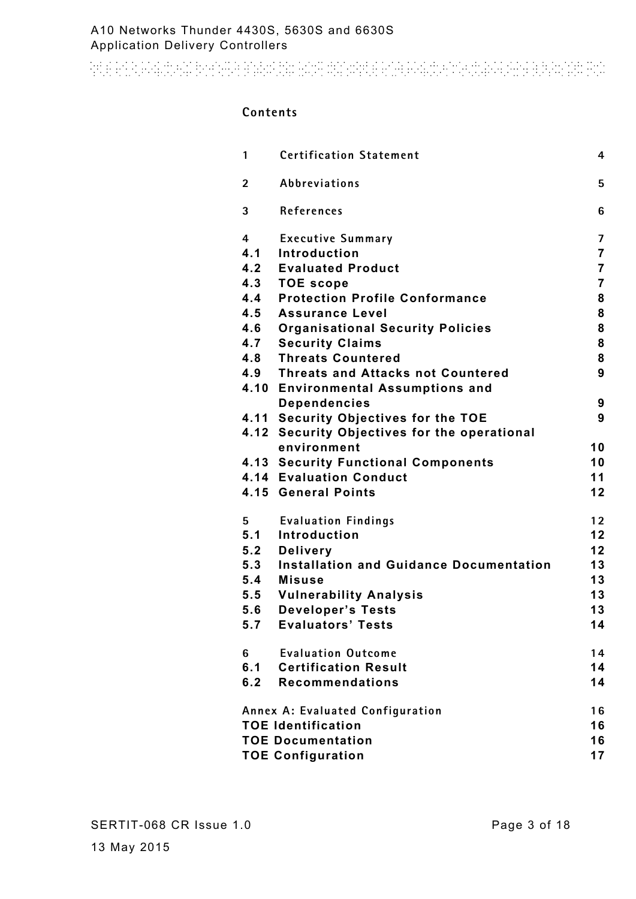# Contents

| | | |
|---|---|---|
| 1 | Certification Statement | 4 |
| 2 | Abbreviations | 5 |
| 3 | References | 6 |
| 4 | Executive Summary | 7 |
| 4.1 | Introduction | 7 |
| 4.2 | Evaluated Product | 7 |
| 4.3 | TOE scope | 7 |
| 4.4 | Protection Profile Conformance | 8 |
| 4.5 | Assurance Level | 8 |
| 4.6 | Organisational Security Policies | 8 |
| 4.7 | Security Claims | 8 |
| 4.8 | Threats Countered | 8 |
| 4.9 | Threats and Attacks not Countered | 9 |
| 4.10 | Environmental Assumptions and Dependencies | 9 |
| 4.11 | Security Objectives for the TOE | 9 |
| 4.12 | Security Objectives for the operational environment | 10 |
| 4.13 | Security Functional Components | 10 |
| 4.14 | Evaluation Conduct | 11 |
| 4.15 | General Points | 12 |
| 5 | Evaluation Findings | 12 |
| 5.1 | Introduction | 12 |
| 5.2 | Delivery | 12 |
| 5.3 | Installation and Guidance Documentation | 13 |
| 5.4 | Misuse | 13 |
| 5.5 | Vulnerability Analysis | 13 |
| 5.6 | Developer's Tests | 13 |
| 5.7 | Evaluators' Tests | 14 |
| 6 | Evaluation Outcome | 14 |
| 6.1 | Certification Result | 14 |
| 6.2 | Recommendations | 14 |
| Annex A: Evaluated Configuration | | 16 |
| TOE Identification | | 16 |
| TOE Documentation | | 16 |
| TOE Configuration | | 17 |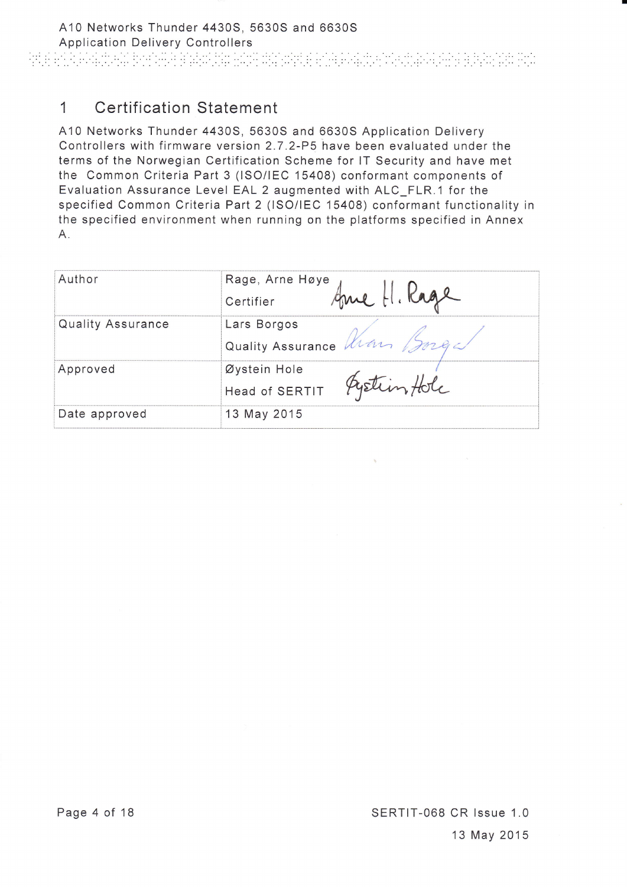# 1 Certification Statement

A10 Networks Thunder 4430S, 5630S and 6630S Application Delivery Controllers with firmware version 2.7.2-P5 have been evaluated under the terms of the Norwegian Certification Scheme for IT Security and have met the Common Criteria Part 3 (ISO/IEC 15408) conformant components of Evaluation Assurance Level EAL 2 augmented with ALC_FLR.1 for the specified Common Criteria Part 2 (ISO/IEC 15408) conformant functionality in the specified environment when running on the platforms specified in Annex A.

| | |
|---|---|
| Author | Rage, Arne Høye<br>Certifier |
| Quality Assurance | Lars Borgos<br>Quality Assurance |
| Approved | Øystein Hole<br>Head of SERTIT |
| Date approved | 13 May 2015 |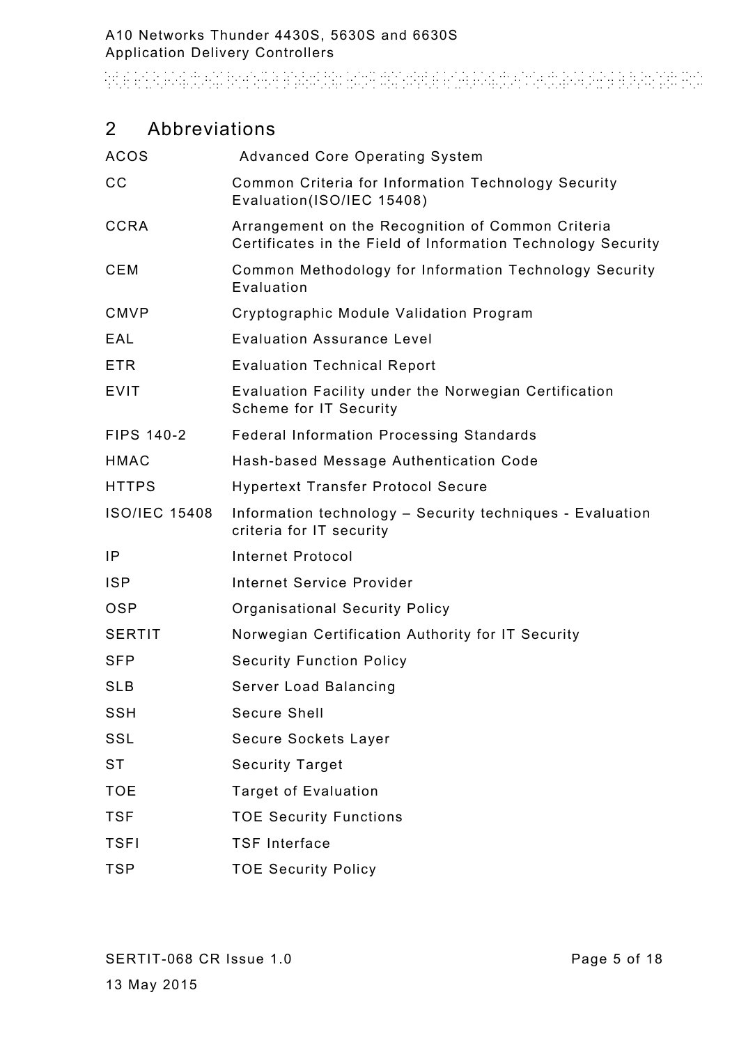## 2 Abbreviations

| | |
|---|---|
| ACOS | Advanced Core Operating System |
| CC | Common Criteria for Information Technology Security Evaluation(ISO/IEC 15408) |
| CCRA | Arrangement on the Recognition of Common Criteria Certificates in the Field of Information Technology Security |
| CEM | Common Methodology for Information Technology Security Evaluation |
| CMVP | Cryptographic Module Validation Program |
| EAL | Evaluation Assurance Level |
| ETR | Evaluation Technical Report |
| EVIT | Evaluation Facility under the Norwegian Certification Scheme for IT Security |
| FIPS 140-2 | Federal Information Processing Standards |
| HMAC | Hash-based Message Authentication Code |
| HTTPS | Hypertext Transfer Protocol Secure |
| ISO/IEC 15408 | Information technology – Security techniques - Evaluation criteria for IT security |
| IP | Internet Protocol |
| ISP | Internet Service Provider |
| OSP | Organisational Security Policy |
| SERTIT | Norwegian Certification Authority for IT Security |
| SFP | Security Function Policy |
| SLB | Server Load Balancing |
| SSH | Secure Shell |
| SSL | Secure Sockets Layer |
| ST | Security Target |
| TOE | Target of Evaluation |
| TSF | TOE Security Functions |
| TSFI | TSF Interface |
| TSP | TOE Security Policy |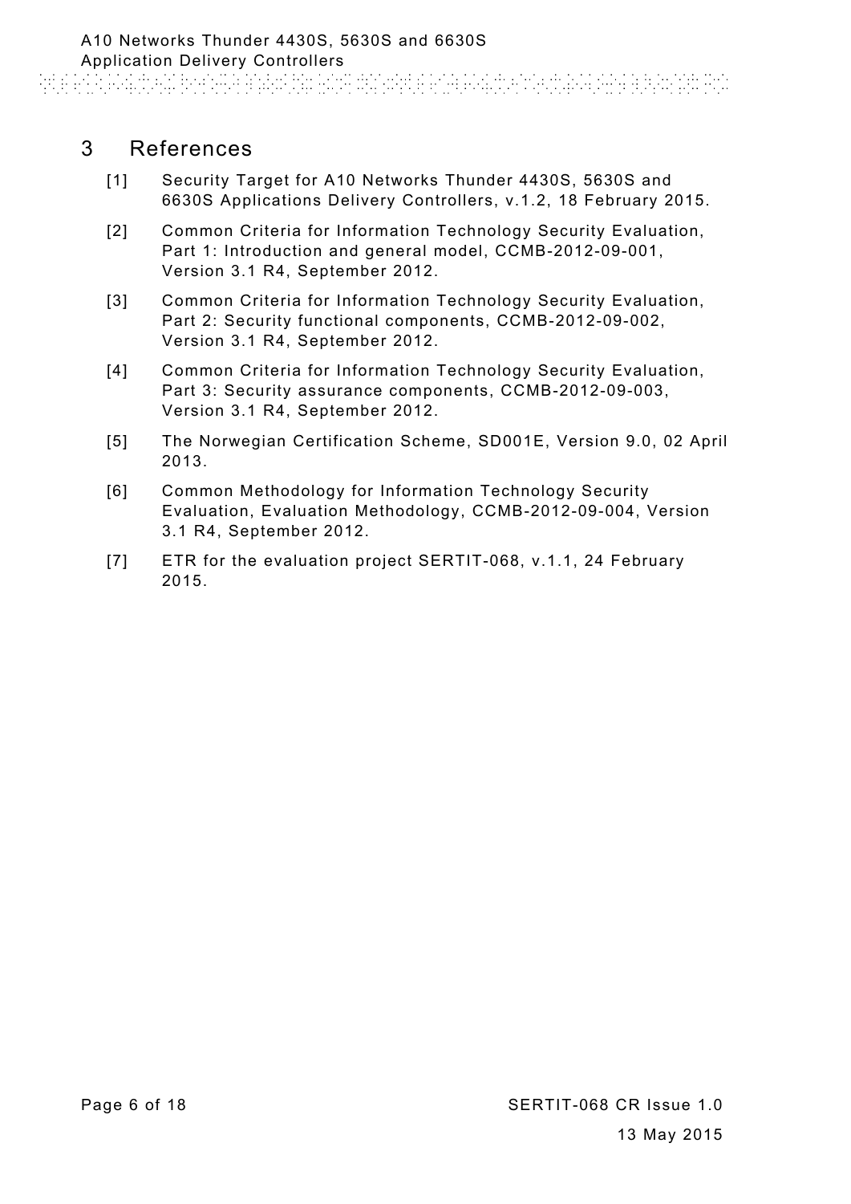# 3 References

[1] Security Target for A10 Networks Thunder 4430S, 5630S and 6630S Applications Delivery Controllers, v.1.2, 18 February 2015.

[2] Common Criteria for Information Technology Security Evaluation, Part 1: Introduction and general model, CCMB-2012-09-001, Version 3.1 R4, September 2012.

[3] Common Criteria for Information Technology Security Evaluation, Part 2: Security functional components, CCMB-2012-09-002, Version 3.1 R4, September 2012.

[4] Common Criteria for Information Technology Security Evaluation, Part 3: Security assurance components, CCMB-2012-09-003, Version 3.1 R4, September 2012.

[5] The Norwegian Certification Scheme, SD001E, Version 9.0, 02 April 2013.

[6] Common Methodology for Information Technology Security Evaluation, Evaluation Methodology, CCMB-2012-09-004, Version 3.1 R4, September 2012.

[7] ETR for the evaluation project SERTIT-068, v.1.1, 24 February 2015.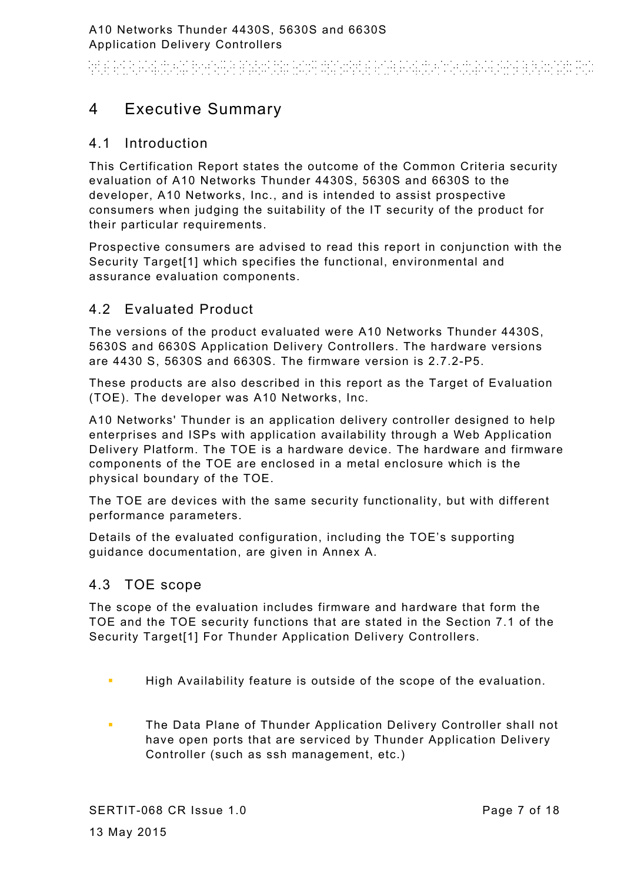# 4 Executive Summary

## 4.1 Introduction

This Certification Report states the outcome of the Common Criteria security evaluation of A10 Networks Thunder 4430S, 5630S and 6630S to the developer, A10 Networks, Inc., and is intended to assist prospective consumers when judging the suitability of the IT security of the product for their particular requirements.

Prospective consumers are advised to read this report in conjunction with the Security Target[1] which specifies the functional, environmental and assurance evaluation components.

## 4.2 Evaluated Product

The versions of the product evaluated were A10 Networks Thunder 4430S, 5630S and 6630S Application Delivery Controllers. The hardware versions are 4430 S, 5630S and 6630S. The firmware version is 2.7.2-P5.

These products are also described in this report as the Target of Evaluation (TOE). The developer was A10 Networks, Inc.

A10 Networks' Thunder is an application delivery controller designed to help enterprises and ISPs with application availability through a Web Application Delivery Platform. The TOE is a hardware device. The hardware and firmware components of the TOE are enclosed in a metal enclosure which is the physical boundary of the TOE.

The TOE are devices with the same security functionality, but with different performance parameters.

Details of the evaluated configuration, including the TOE's supporting guidance documentation, are given in Annex A.

## 4.3 TOE scope

The scope of the evaluation includes firmware and hardware that form the TOE and the TOE security functions that are stated in the Section 7.1 of the Security Target[1] For Thunder Application Delivery Controllers.

- High Availability feature is outside of the scope of the evaluation.
- The Data Plane of Thunder Application Delivery Controller shall not have open ports that are serviced by Thunder Application Delivery Controller (such as ssh management, etc.)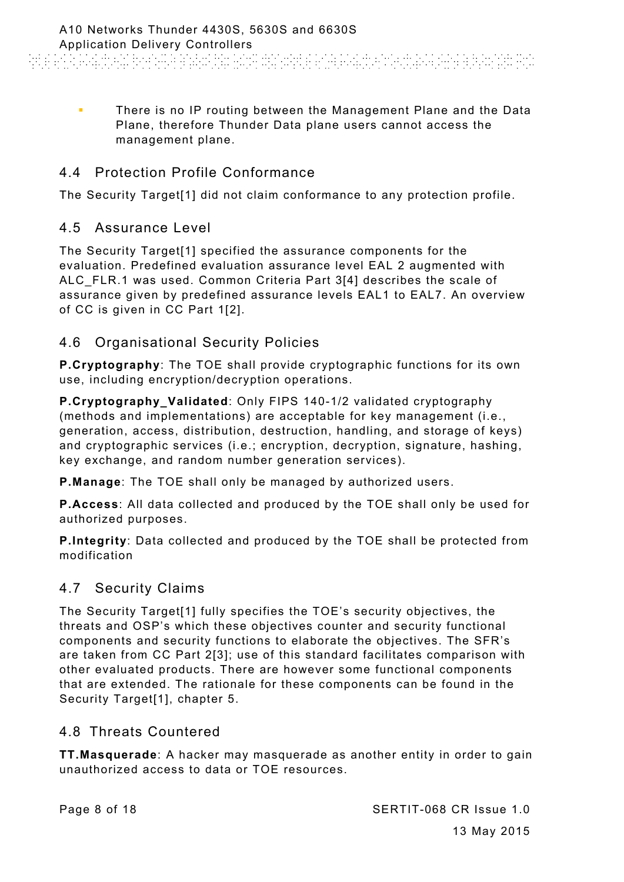- There is no IP routing between the Management Plane and the Data Plane, therefore Thunder Data plane users cannot access the management plane.

## 4.4 Protection Profile Conformance

The Security Target[1] did not claim conformance to any protection profile.

## 4.5 Assurance Level

The Security Target[1] specified the assurance components for the evaluation. Predefined evaluation assurance level EAL 2 augmented with ALC_FLR.1 was used. Common Criteria Part 3[4] describes the scale of assurance given by predefined assurance levels EAL1 to EAL7. An overview of CC is given in CC Part 1[2].

## 4.6 Organisational Security Policies

**P.Cryptography**: The TOE shall provide cryptographic functions for its own use, including encryption/decryption operations.

**P.Cryptography_Validated**: Only FIPS 140-1/2 validated cryptography (methods and implementations) are acceptable for key management (i.e., generation, access, distribution, destruction, handling, and storage of keys) and cryptographic services (i.e.; encryption, decryption, signature, hashing, key exchange, and random number generation services).

**P.Manage**: The TOE shall only be managed by authorized users.

**P.Access**: All data collected and produced by the TOE shall only be used for authorized purposes.

**P.Integrity**: Data collected and produced by the TOE shall be protected from modification

## 4.7 Security Claims

The Security Target[1] fully specifies the TOE's security objectives, the threats and OSP's which these objectives counter and security functional components and security functions to elaborate the objectives. The SFR's are taken from CC Part 2[3]; use of this standard facilitates comparison with other evaluated products. There are however some functional components that are extended. The rationale for these components can be found in the Security Target[1], chapter 5.

## 4.8 Threats Countered

**TT.Masquerade**: A hacker may masquerade as another entity in order to gain unauthorized access to data or TOE resources.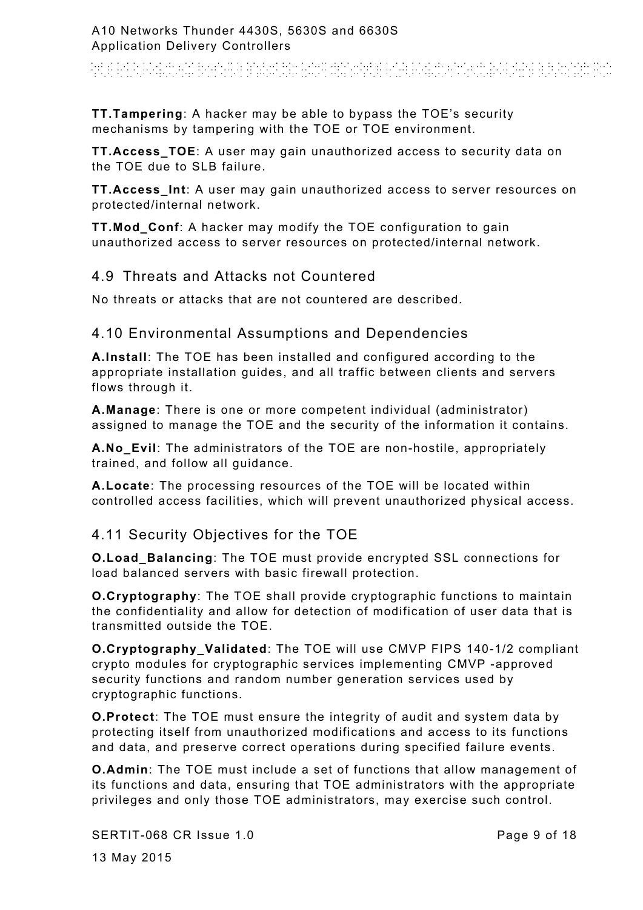**TT.Tampering**: A hacker may be able to bypass the TOE's security mechanisms by tampering with the TOE or TOE environment.

**TT.Access_TOE**: A user may gain unauthorized access to security data on the TOE due to SLB failure.

**TT.Access_Int**: A user may gain unauthorized access to server resources on protected/internal network.

**TT.Mod_Conf**: A hacker may modify the TOE configuration to gain unauthorized access to server resources on protected/internal network.

## 4.9 Threats and Attacks not Countered

No threats or attacks that are not countered are described.

## 4.10 Environmental Assumptions and Dependencies

**A.Install**: The TOE has been installed and configured according to the appropriate installation guides, and all traffic between clients and servers flows through it.

**A.Manage**: There is one or more competent individual (administrator) assigned to manage the TOE and the security of the information it contains.

**A.No_Evil**: The administrators of the TOE are non-hostile, appropriately trained, and follow all guidance.

**A.Locate**: The processing resources of the TOE will be located within controlled access facilities, which will prevent unauthorized physical access.

## 4.11 Security Objectives for the TOE

**O.Load_Balancing**: The TOE must provide encrypted SSL connections for load balanced servers with basic firewall protection.

**O.Cryptography**: The TOE shall provide cryptographic functions to maintain the confidentiality and allow for detection of modification of user data that is transmitted outside the TOE.

**O.Cryptography_Validated**: The TOE will use CMVP FIPS 140-1/2 compliant crypto modules for cryptographic services implementing CMVP -approved security functions and random number generation services used by cryptographic functions.

**O.Protect**: The TOE must ensure the integrity of audit and system data by protecting itself from unauthorized modifications and access to its functions and data, and preserve correct operations during specified failure events.

**O.Admin**: The TOE must include a set of functions that allow management of its functions and data, ensuring that TOE administrators with the appropriate privileges and only those TOE administrators, may exercise such control.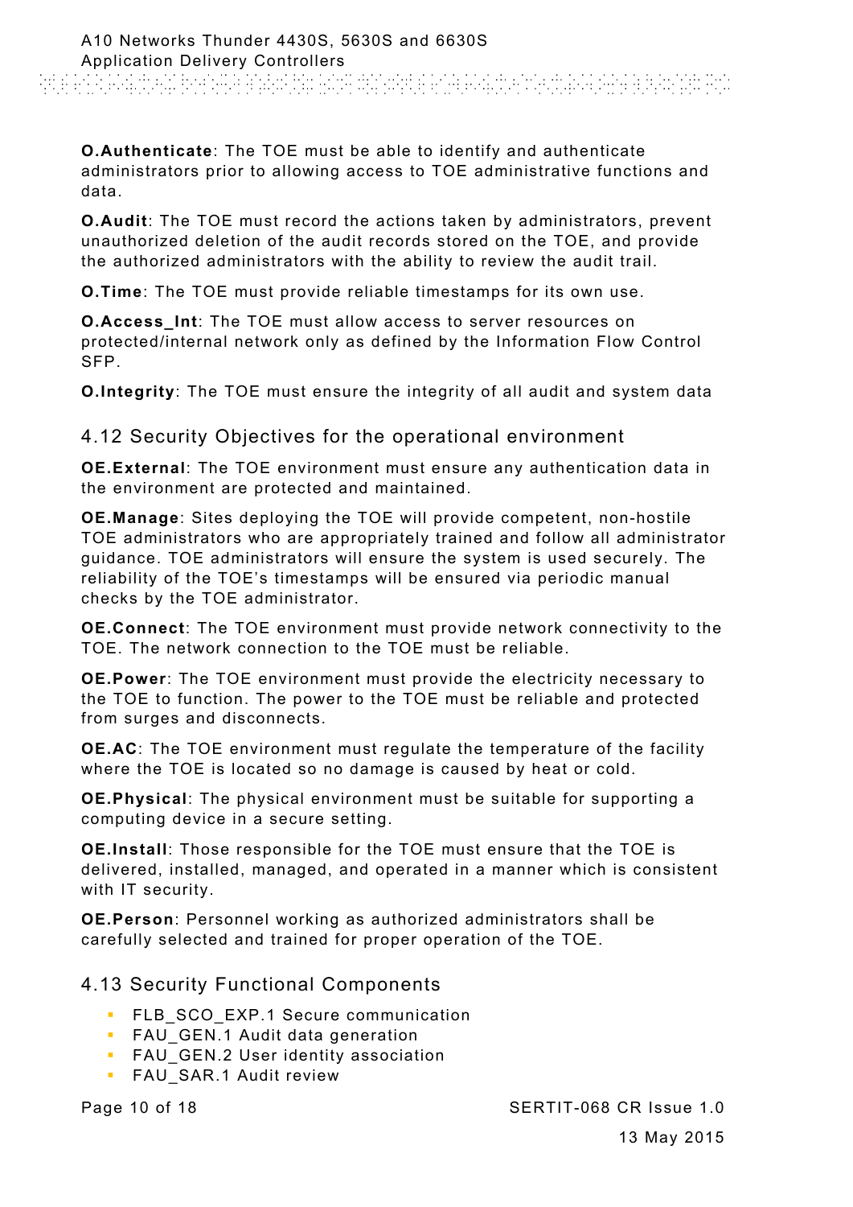**O.Authenticate**: The TOE must be able to identify and authenticate administrators prior to allowing access to TOE administrative functions and data.

**O.Audit**: The TOE must record the actions taken by administrators, prevent unauthorized deletion of the audit records stored on the TOE, and provide the authorized administrators with the ability to review the audit trail.

**O.Time**: The TOE must provide reliable timestamps for its own use.

**O.Access_Int**: The TOE must allow access to server resources on protected/internal network only as defined by the Information Flow Control SFP.

**O.Integrity**: The TOE must ensure the integrity of all audit and system data

## 4.12 Security Objectives for the operational environment

**OE.External**: The TOE environment must ensure any authentication data in the environment are protected and maintained.

**OE.Manage**: Sites deploying the TOE will provide competent, non-hostile TOE administrators who are appropriately trained and follow all administrator guidance. TOE administrators will ensure the system is used securely. The reliability of the TOE's timestamps will be ensured via periodic manual checks by the TOE administrator.

**OE.Connect**: The TOE environment must provide network connectivity to the TOE. The network connection to the TOE must be reliable.

**OE.Power**: The TOE environment must provide the electricity necessary to the TOE to function. The power to the TOE must be reliable and protected from surges and disconnects.

**OE.AC**: The TOE environment must regulate the temperature of the facility where the TOE is located so no damage is caused by heat or cold.

**OE.Physical**: The physical environment must be suitable for supporting a computing device in a secure setting.

**OE.Install**: Those responsible for the TOE must ensure that the TOE is delivered, installed, managed, and operated in a manner which is consistent with IT security.

**OE.Person**: Personnel working as authorized administrators shall be carefully selected and trained for proper operation of the TOE.

## 4.13 Security Functional Components

- FLB_SCO_EXP.1 Secure communication
- FAU_GEN.1 Audit data generation
- FAU_GEN.2 User identity association
- FAU_SAR.1 Audit review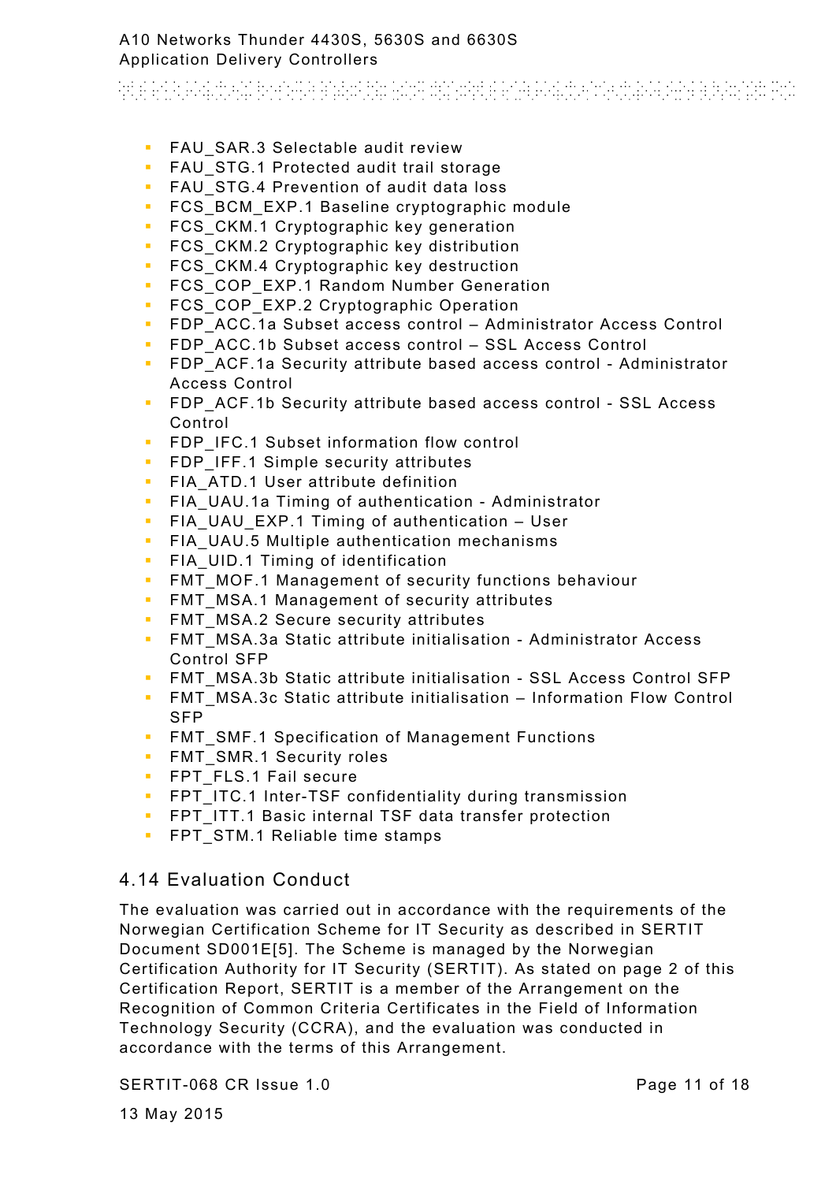- FAU_SAR.3 Selectable audit review
- FAU_STG.1 Protected audit trail storage
- FAU_STG.4 Prevention of audit data loss
- FCS_BCM_EXP.1 Baseline cryptographic module
- FCS_CKM.1 Cryptographic key generation
- FCS_CKM.2 Cryptographic key distribution
- FCS_CKM.4 Cryptographic key destruction
- FCS_COP_EXP.1 Random Number Generation
- FCS_COP_EXP.2 Cryptographic Operation
- FDP_ACC.1a Subset access control – Administrator Access Control
- FDP_ACC.1b Subset access control – SSL Access Control
- FDP_ACF.1a Security attribute based access control - Administrator Access Control
- FDP_ACF.1b Security attribute based access control - SSL Access Control
- FDP_IFC.1 Subset information flow control
- FDP_IFF.1 Simple security attributes
- FIA_ATD.1 User attribute definition
- FIA_UAU.1a Timing of authentication - Administrator
- FIA_UAU_EXP.1 Timing of authentication – User
- FIA_UAU.5 Multiple authentication mechanisms
- FIA_UID.1 Timing of identification
- FMT_MOF.1 Management of security functions behaviour
- FMT_MSA.1 Management of security attributes
- FMT_MSA.2 Secure security attributes
- FMT_MSA.3a Static attribute initialisation - Administrator Access Control SFP
- FMT_MSA.3b Static attribute initialisation - SSL Access Control SFP
- FMT_MSA.3c Static attribute initialisation – Information Flow Control SFP
- FMT_SMF.1 Specification of Management Functions
- FMT_SMR.1 Security roles
- FPT_FLS.1 Fail secure
- FPT_ITC.1 Inter-TSF confidentiality during transmission
- FPT_ITT.1 Basic internal TSF data transfer protection
- FPT_STM.1 Reliable time stamps

## 4.14 Evaluation Conduct

The evaluation was carried out in accordance with the requirements of the Norwegian Certification Scheme for IT Security as described in SERTIT Document SD001E[5]. The Scheme is managed by the Norwegian Certification Authority for IT Security (SERTIT). As stated on page 2 of this Certification Report, SERTIT is a member of the Arrangement on the Recognition of Common Criteria Certificates in the Field of Information Technology Security (CCRA), and the evaluation was conducted in accordance with the terms of this Arrangement.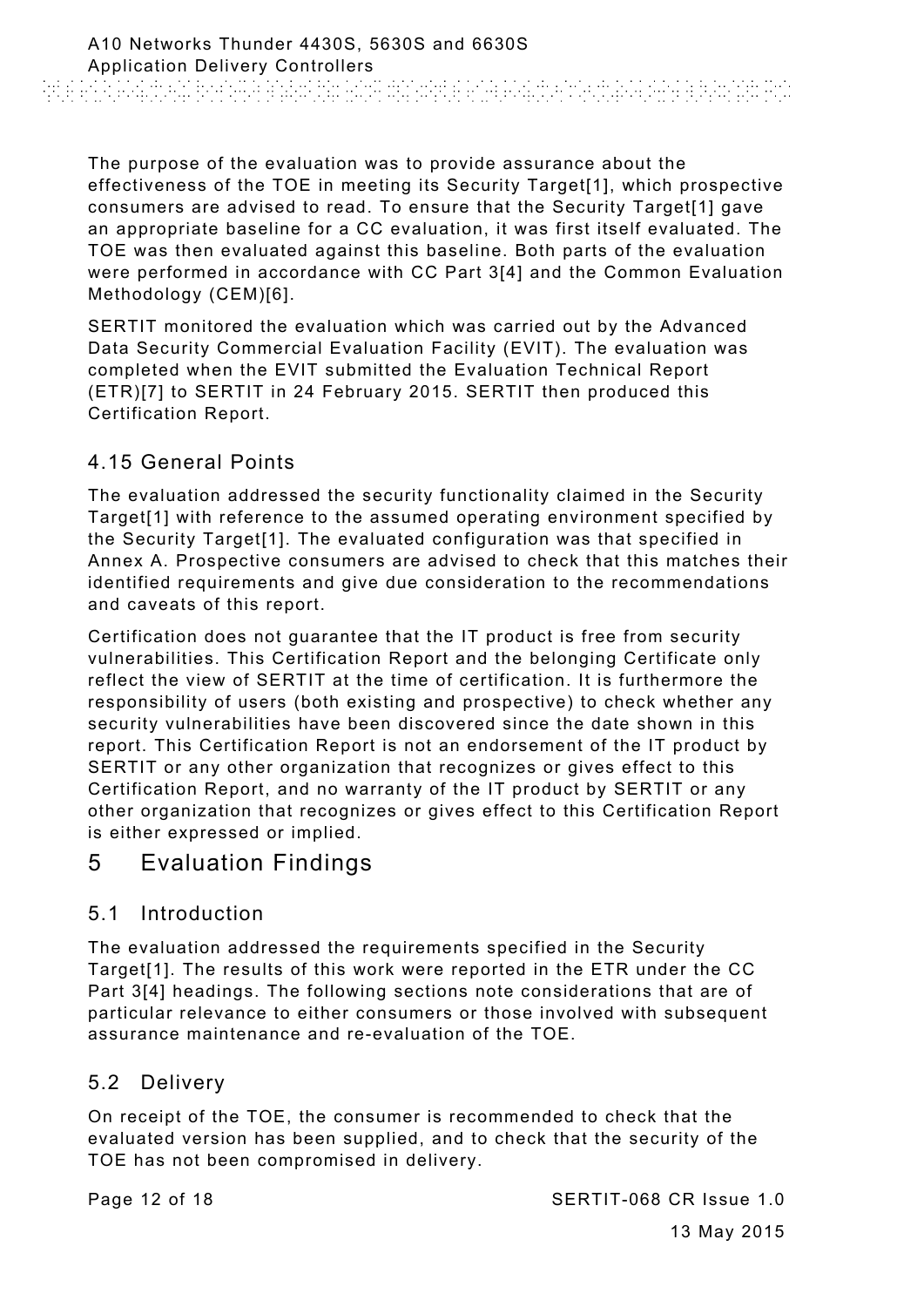The purpose of the evaluation was to provide assurance about the effectiveness of the TOE in meeting its Security Target[1], which prospective consumers are advised to read. To ensure that the Security Target[1] gave an appropriate baseline for a CC evaluation, it was first itself evaluated. The TOE was then evaluated against this baseline. Both parts of the evaluation were performed in accordance with CC Part 3[4] and the Common Evaluation Methodology (CEM)[6].

SERTIT monitored the evaluation which was carried out by the Advanced Data Security Commercial Evaluation Facility (EVIT). The evaluation was completed when the EVIT submitted the Evaluation Technical Report (ETR)[7] to SERTIT in 24 February 2015. SERTIT then produced this Certification Report.

## 4.15 General Points

The evaluation addressed the security functionality claimed in the Security Target[1] with reference to the assumed operating environment specified by the Security Target[1]. The evaluated configuration was that specified in Annex A. Prospective consumers are advised to check that this matches their identified requirements and give due consideration to the recommendations and caveats of this report.

Certification does not guarantee that the IT product is free from security vulnerabilities. This Certification Report and the belonging Certificate only reflect the view of SERTIT at the time of certification. It is furthermore the responsibility of users (both existing and prospective) to check whether any security vulnerabilities have been discovered since the date shown in this report. This Certification Report is not an endorsement of the IT product by SERTIT or any other organization that recognizes or gives effect to this Certification Report, and no warranty of the IT product by SERTIT or any other organization that recognizes or gives effect to this Certification Report is either expressed or implied.

# 5 Evaluation Findings

## 5.1 Introduction

The evaluation addressed the requirements specified in the Security Target[1]. The results of this work were reported in the ETR under the CC Part 3[4] headings. The following sections note considerations that are of particular relevance to either consumers or those involved with subsequent assurance maintenance and re-evaluation of the TOE.

## 5.2 Delivery

On receipt of the TOE, the consumer is recommended to check that the evaluated version has been supplied, and to check that the security of the TOE has not been compromised in delivery.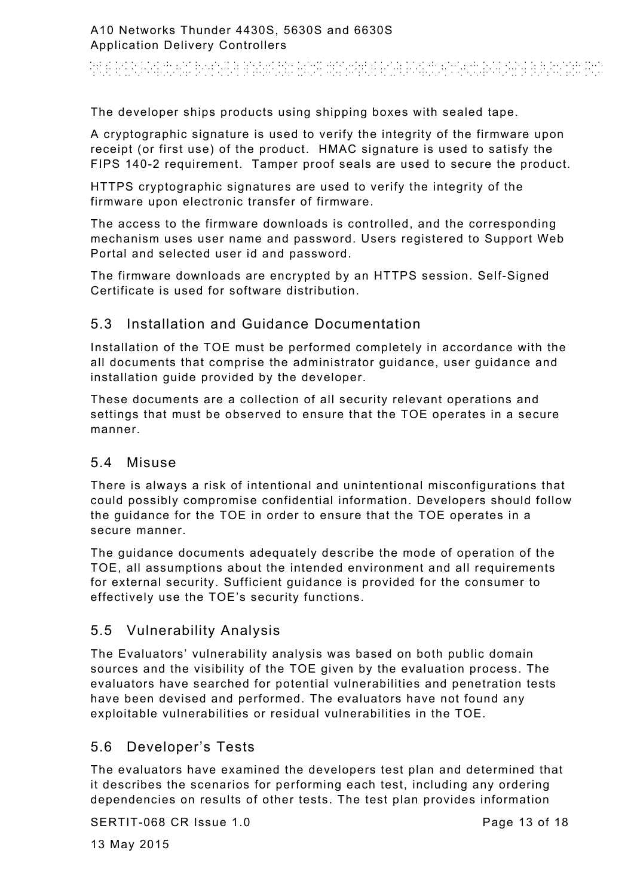The developer ships products using shipping boxes with sealed tape.

A cryptographic signature is used to verify the integrity of the firmware upon receipt (or first use) of the product. HMAC signature is used to satisfy the FIPS 140-2 requirement. Tamper proof seals are used to secure the product.

HTTPS cryptographic signatures are used to verify the integrity of the firmware upon electronic transfer of firmware.

The access to the firmware downloads is controlled, and the corresponding mechanism uses user name and password. Users registered to Support Web Portal and selected user id and password.

The firmware downloads are encrypted by an HTTPS session. Self-Signed Certificate is used for software distribution.

## 5.3 Installation and Guidance Documentation

Installation of the TOE must be performed completely in accordance with the all documents that comprise the administrator guidance, user guidance and installation guide provided by the developer.

These documents are a collection of all security relevant operations and settings that must be observed to ensure that the TOE operates in a secure manner.

## 5.4 Misuse

There is always a risk of intentional and unintentional misconfigurations that could possibly compromise confidential information. Developers should follow the guidance for the TOE in order to ensure that the TOE operates in a secure manner.

The guidance documents adequately describe the mode of operation of the TOE, all assumptions about the intended environment and all requirements for external security. Sufficient guidance is provided for the consumer to effectively use the TOE's security functions.

## 5.5 Vulnerability Analysis

The Evaluators' vulnerability analysis was based on both public domain sources and the visibility of the TOE given by the evaluation process. The evaluators have searched for potential vulnerabilities and penetration tests have been devised and performed. The evaluators have not found any exploitable vulnerabilities or residual vulnerabilities in the TOE.

## 5.6 Developer's Tests

The evaluators have examined the developers test plan and determined that it describes the scenarios for performing each test, including any ordering dependencies on results of other tests. The test plan provides information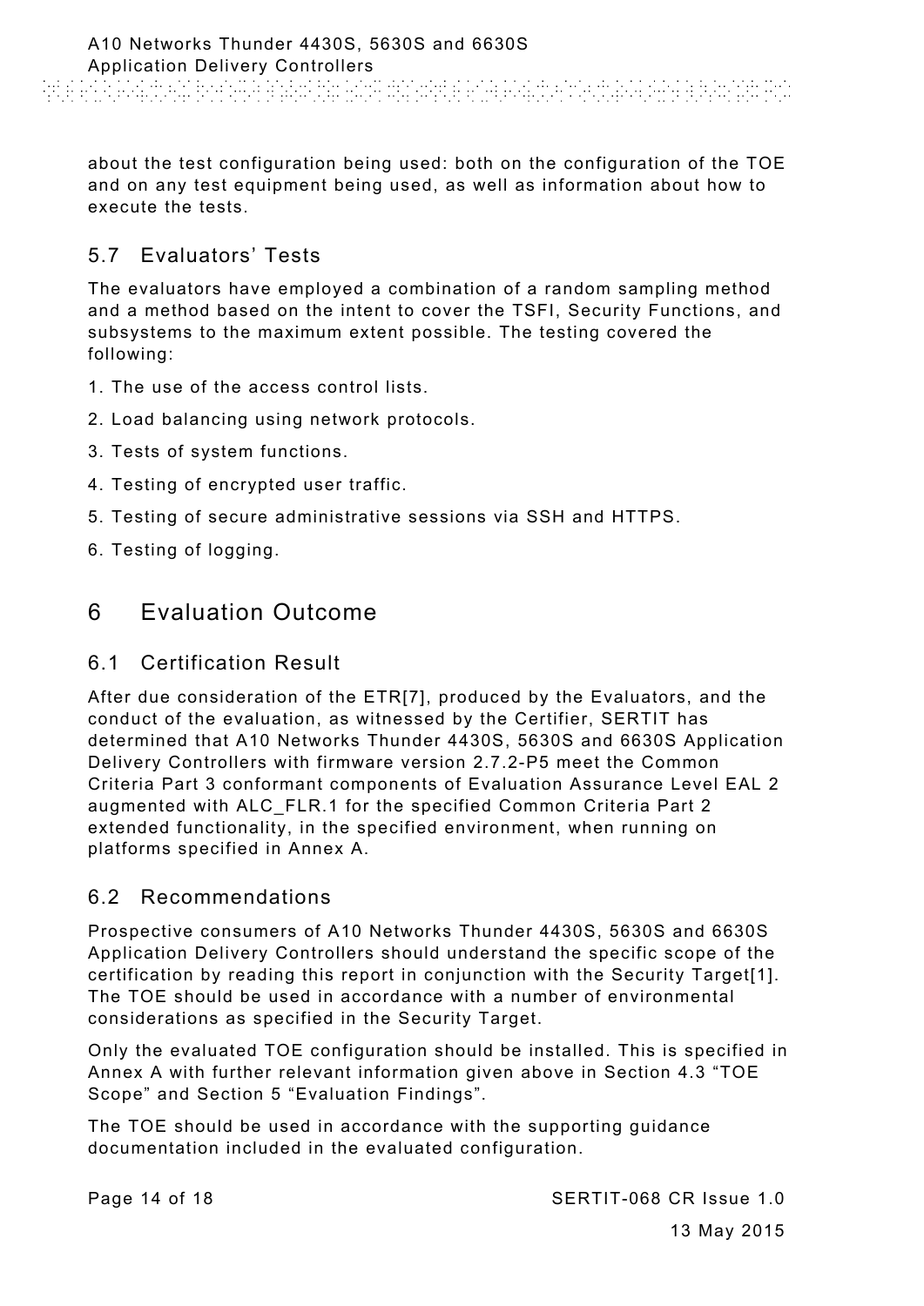about the test configuration being used: both on the configuration of the TOE and on any test equipment being used, as well as information about how to execute the tests.

## 5.7 Evaluators' Tests

The evaluators have employed a combination of a random sampling method and a method based on the intent to cover the TSFI, Security Functions, and subsystems to the maximum extent possible. The testing covered the following:

1. The use of the access control lists.
2. Load balancing using network protocols.
3. Tests of system functions.
4. Testing of encrypted user traffic.
5. Testing of secure administrative sessions via SSH and HTTPS.
6. Testing of logging.

# 6 Evaluation Outcome

## 6.1 Certification Result

After due consideration of the ETR[7], produced by the Evaluators, and the conduct of the evaluation, as witnessed by the Certifier, SERTIT has determined that A10 Networks Thunder 4430S, 5630S and 6630S Application Delivery Controllers with firmware version 2.7.2-P5 meet the Common Criteria Part 3 conformant components of Evaluation Assurance Level EAL 2 augmented with ALC_FLR.1 for the specified Common Criteria Part 2 extended functionality, in the specified environment, when running on platforms specified in Annex A.

## 6.2 Recommendations

Prospective consumers of A10 Networks Thunder 4430S, 5630S and 6630S Application Delivery Controllers should understand the specific scope of the certification by reading this report in conjunction with the Security Target[1]. The TOE should be used in accordance with a number of environmental considerations as specified in the Security Target.

Only the evaluated TOE configuration should be installed. This is specified in Annex A with further relevant information given above in Section 4.3 "TOE Scope" and Section 5 "Evaluation Findings".

The TOE should be used in accordance with the supporting guidance documentation included in the evaluated configuration.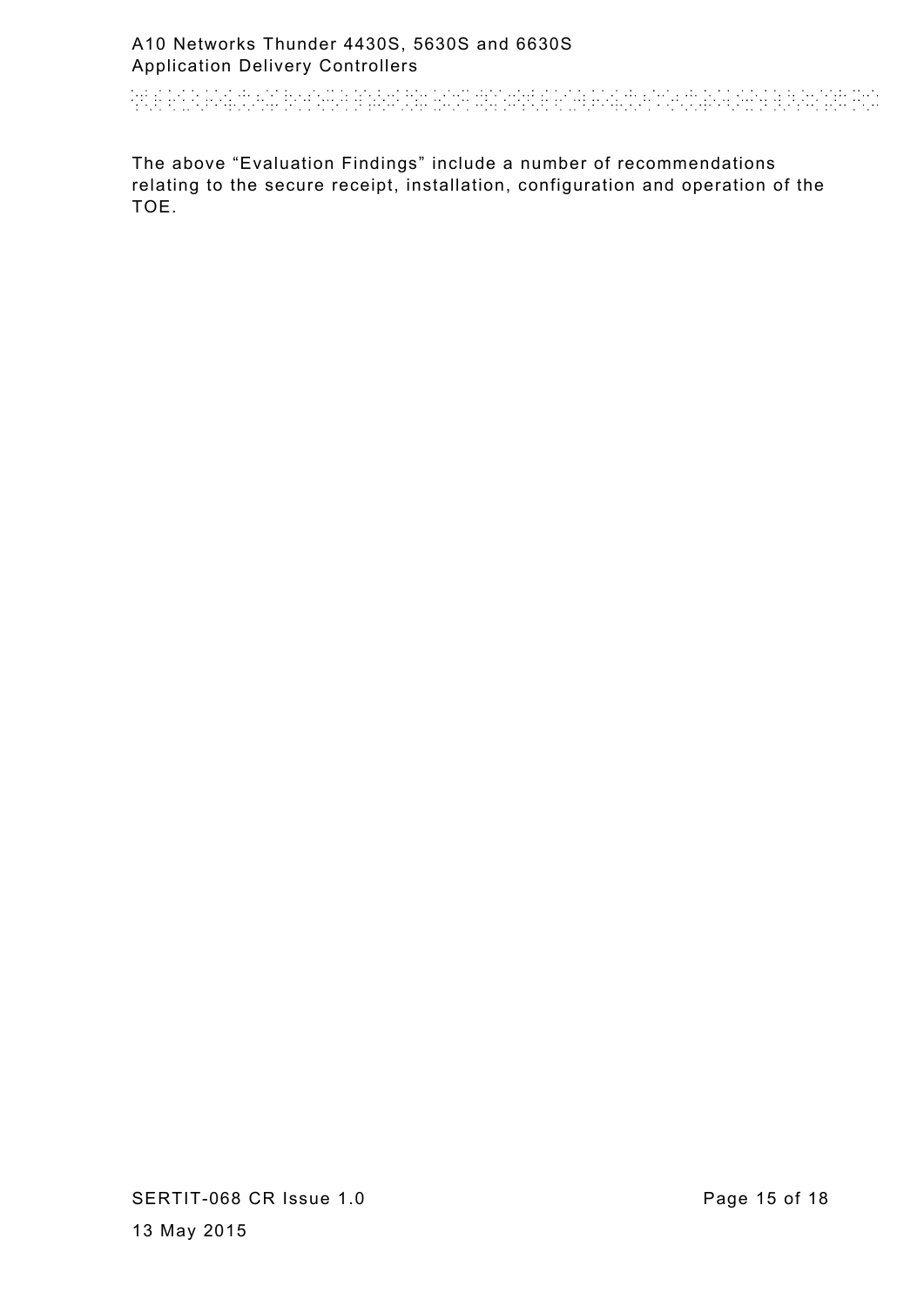The above “Evaluation Findings” include a number of recommendations relating to the secure receipt, installation, configuration and operation of the TOE.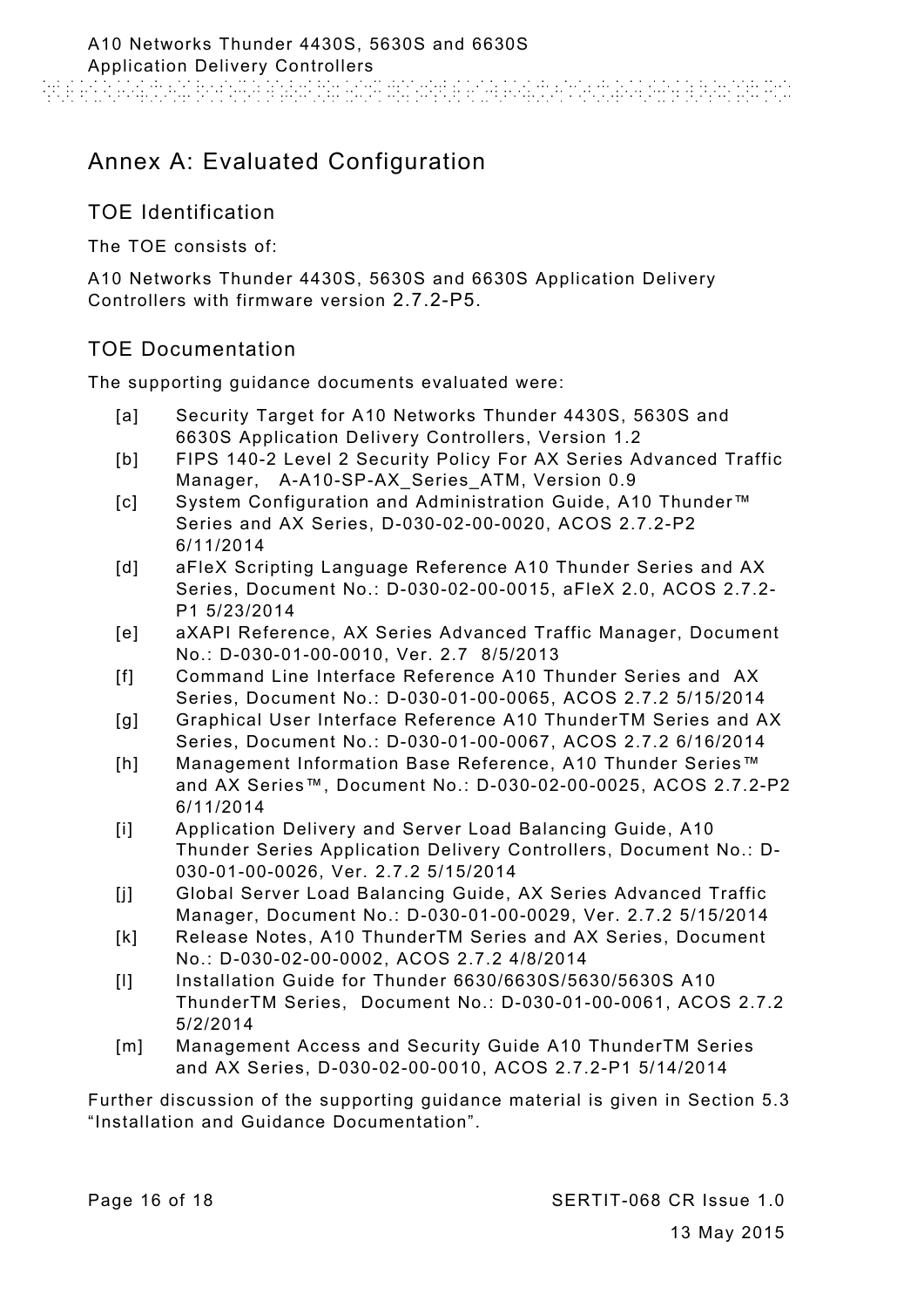# Annex A: Evaluated Configuration

## TOE Identification

The TOE consists of:

A10 Networks Thunder 4430S, 5630S and 6630S Application Delivery Controllers with firmware version 2.7.2-P5.

## TOE Documentation

The supporting guidance documents evaluated were:

- [a] Security Target for A10 Networks Thunder 4430S, 5630S and 6630S Application Delivery Controllers, Version 1.2
- [b] FIPS 140-2 Level 2 Security Policy For AX Series Advanced Traffic Manager, A-A10-SP-AX_Series_ATM, Version 0.9
- [c] System Configuration and Administration Guide, A10 Thunder™ Series and AX Series, D-030-02-00-0020, ACOS 2.7.2-P2 6/11/2014
- [d] aFleX Scripting Language Reference A10 Thunder Series and AX Series, Document No.: D-030-02-00-0015, aFleX 2.0, ACOS 2.7.2-P1 5/23/2014
- [e] aXAPI Reference, AX Series Advanced Traffic Manager, Document No.: D-030-01-00-0010, Ver. 2.7 8/5/2013
- [f] Command Line Interface Reference A10 Thunder Series and AX Series, Document No.: D-030-01-00-0065, ACOS 2.7.2 5/15/2014
- [g] Graphical User Interface Reference A10 ThunderTM Series and AX Series, Document No.: D-030-01-00-0067, ACOS 2.7.2 6/16/2014
- [h] Management Information Base Reference, A10 Thunder Series™ and AX Series™, Document No.: D-030-02-00-0025, ACOS 2.7.2-P2 6/11/2014
- [i] Application Delivery and Server Load Balancing Guide, A10 Thunder Series Application Delivery Controllers, Document No.: D-030-01-00-0026, Ver. 2.7.2 5/15/2014
- [j] Global Server Load Balancing Guide, AX Series Advanced Traffic Manager, Document No.: D-030-01-00-0029, Ver. 2.7.2 5/15/2014
- [k] Release Notes, A10 ThunderTM Series and AX Series, Document No.: D-030-02-00-0002, ACOS 2.7.2 4/8/2014
- [l] Installation Guide for Thunder 6630/6630S/5630/5630S A10 ThunderTM Series, Document No.: D-030-01-00-0061, ACOS 2.7.2 5/2/2014
- [m] Management Access and Security Guide A10 ThunderTM Series and AX Series, D-030-02-00-0010, ACOS 2.7.2-P1 5/14/2014

Further discussion of the supporting guidance material is given in Section 5.3 "Installation and Guidance Documentation".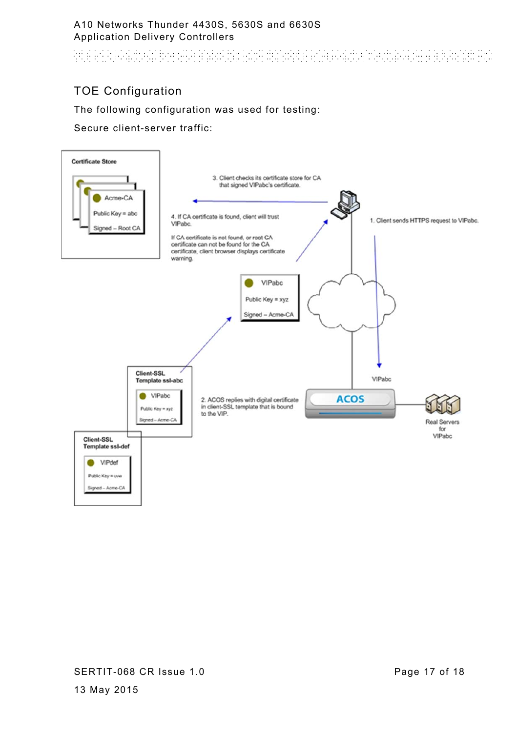## TOE Configuration

The following configuration was used for testing:

Secure client-server traffic:

Certificate Store

Acme-CA
Public Key = abc
Signed – Root CA

3. Client checks its certificate store for CA that signed VIPabc's certificate.

4. If CA certificate is found, client will trust VIPabc.

If CA certificate is not found, or root CA certificate can not be found for the CA certificate, client browser displays certificate warning.

1. Client sends HTTPS request to VIPabc.

VIPabc
Public Key = xyz
Signed – Acme-CA

Client-SSL Template ssl-abc

VIPabc
Public Key = xyz
Signed – Acme-CA

Client-SSL Template ssl-def

VIPdef
Public Key = uvw
Signed – Acme-CA

2. ACOS replies with digital certificate in client-SSL template that is bound to the VIP.

VIPabc

ACOS

Real Servers for VIPabc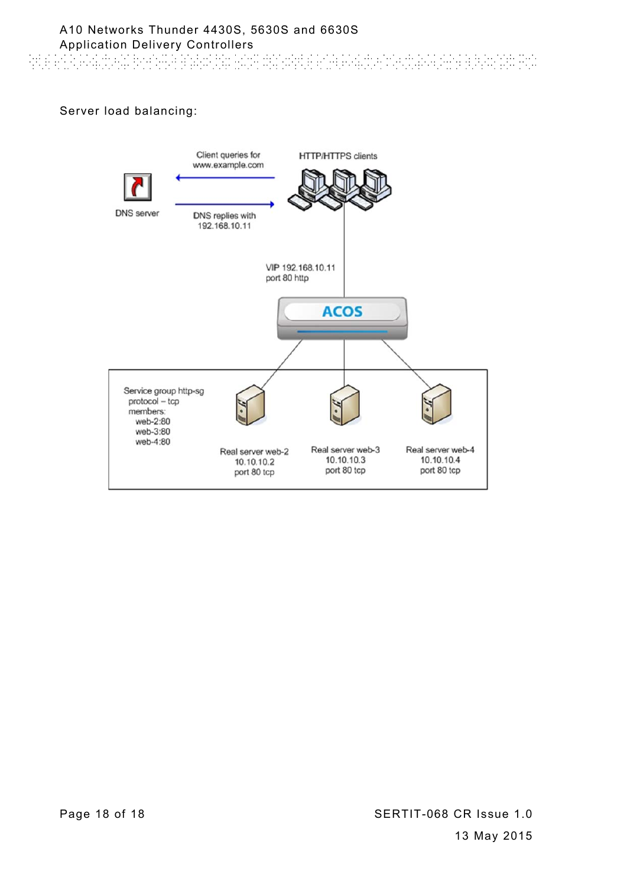Server load balancing:

Client queries for www.example.com

HTTP/HTTPS clients

DNS server

DNS replies with 192.168.10.11

VIP 192.168.10.11
port 80 http

ACOS

Service group http-sg
protocol – tcp
members:
web-2:80
web-3:80
web-4:80

Real server web-2
10.10.10.2
port 80 tcp

Real server web-3
10.10.10.3
port 80 tcp

Real server web-4
10.10.10.4
port 80 tcp